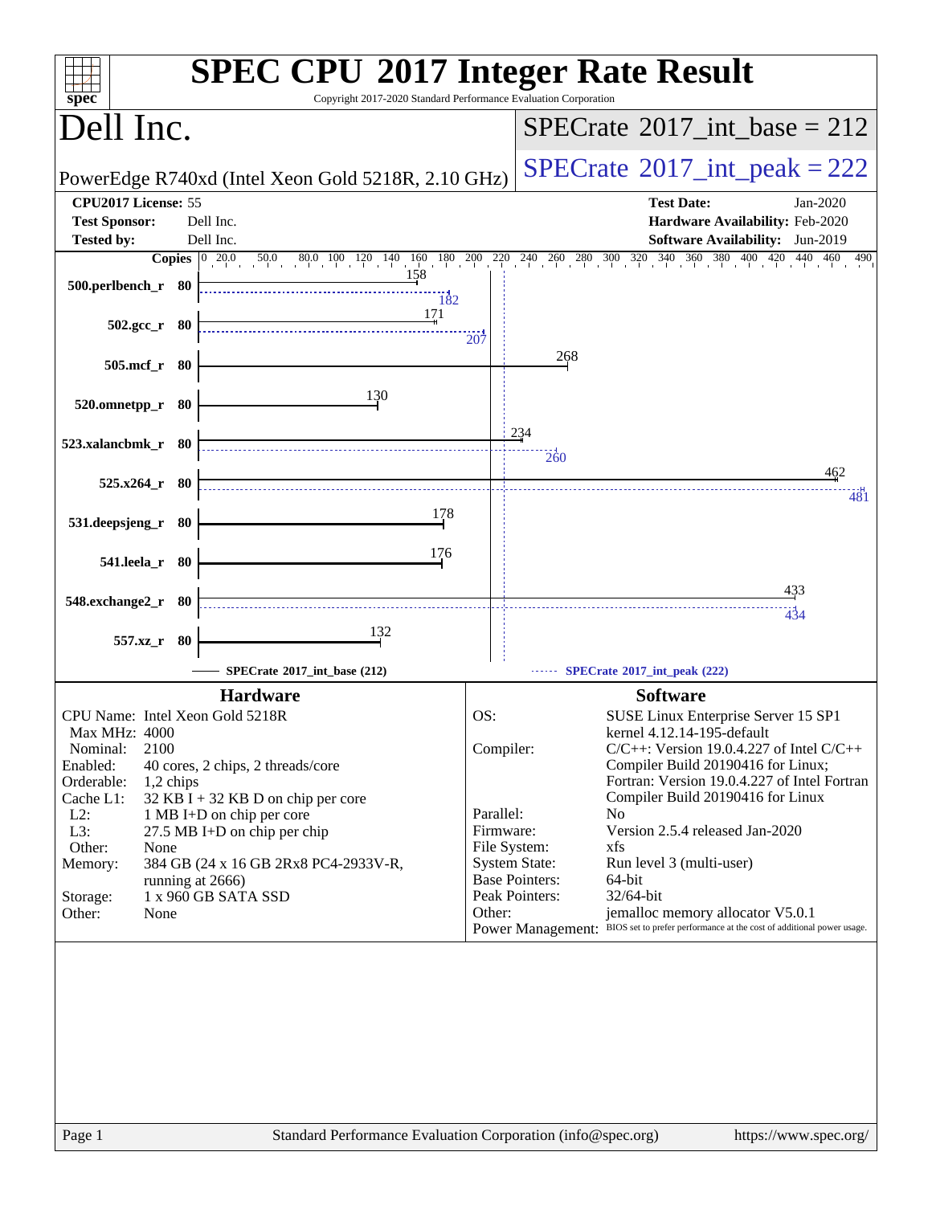# SPEC CPU 2017 Integer Rate Result

Copyright 2017-2020 Standard Performance Evaluation Corporation

## Dell Inc.

PowerEdge R740xd (Intel Xeon Gold 5218R, 2.10 GHz)

SPECrate 2017_int_base = 212

SPECrate 2017_int_peak = 222

**CPU2017 License:** 55
**Test Sponsor:** Dell Inc.
**Tested by:** Dell Inc.

**Test Date:** Jan-2020
**Hardware Availability:** Feb-2020
**Software Availability:** Jun-2019

Copies 0 20.0 50.0 80.0 100 120 140 160 180 200 220 240 260 280 300 320 340 360 380 400 420 440 460 490

500.perlbench_r 80
158
182

502.gcc_r 80
171
207

505.mcf_r 80
268

520.omnetpp_r 80
130

523.xalancbmk_r 80
234
260

525.x264_r 80
462
481

531.deepsjeng_r 80
178

541.leela_r 80
176

548.exchange2_r 80
433
434

557.xz_r 80
132

SPECrate 2017_int_base (212)
SPECrate 2017_int_peak (222)

### Hardware

| | |
|---|---|
| CPU Name: | Intel Xeon Gold 5218R |
| Max MHz: | 4000 |
| Nominal: | 2100 |
| Enabled: | 40 cores, 2 chips, 2 threads/core |
| Orderable: | 1,2 chips |
| Cache L1: | 32 KB I + 32 KB D on chip per core |
| L2: | 1 MB I+D on chip per core |
| L3: | 27.5 MB I+D on chip per chip |
| Other: | None |
| Memory: | 384 GB (24 x 16 GB 2Rx8 PC4-2933V-R, running at 2666) |
| Storage: | 1 x 960 GB SATA SSD |
| Other: | None |

### Software

| | |
|---|---|
| OS: | SUSE Linux Enterprise Server 15 SP1 kernel 4.12.14-195-default |
| Compiler: | C/C++: Version 19.0.4.227 of Intel C/C++ Compiler Build 20190416 for Linux; Fortran: Version 19.0.4.227 of Intel Fortran Compiler Build 20190416 for Linux |
| Parallel: | No |
| Firmware: | Version 2.5.4 released Jan-2020 |
| File System: | xfs |
| System State: | Run level 3 (multi-user) |
| Base Pointers: | 64-bit |
| Peak Pointers: | 32/64-bit |
| Other: | jemalloc memory allocator V5.0.1 |
| Power Management: | BIOS set to prefer performance at the cost of additional power usage. |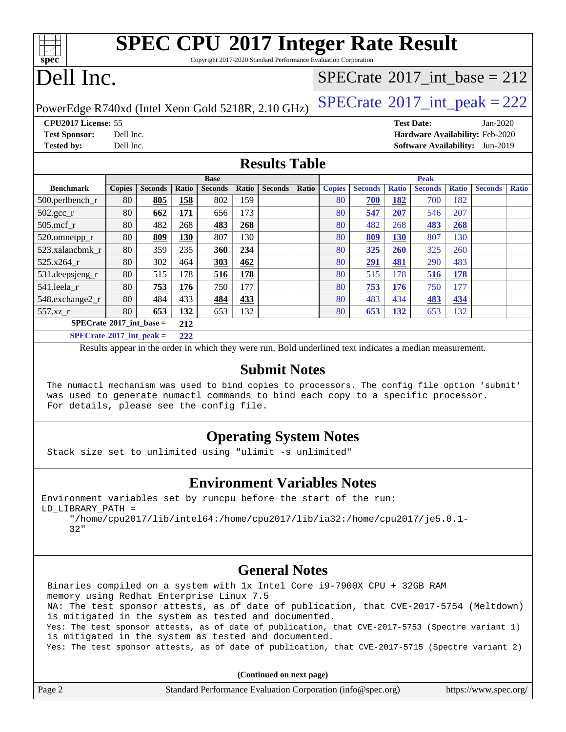# SPEC CPU 2017 Integer Rate Result

Copyright 2017-2020 Standard Performance Evaluation Corporation

# Dell Inc.

PowerEdge R740xd (Intel Xeon Gold 5218R, 2.10 GHz)

SPECrate 2017_int_base = 212

SPECrate 2017_int_peak = 222

**CPU2017 License:** 55
**Test Sponsor:** Dell Inc.
**Tested by:** Dell Inc.

**Test Date:** Jan-2020
**Hardware Availability:** Feb-2020
**Software Availability:** Jun-2019

## Results Table

| | Base | | | | | | | Peak | | | | | | |
|---|---|---|---|---|---|---|---|---|---|---|---|---|---|---|
| **Benchmark** | **Copies** | **Seconds** | **Ratio** | **Seconds** | **Ratio** | **Seconds** | **Ratio** | **Copies** | **Seconds** | **Ratio** | **Seconds** | **Ratio** | **Seconds** | **Ratio** |
| 500.perlbench_r | 80 | **805** | **158** | 802 | 159 | | | 80 | **700** | **182** | 700 | 182 | | |
| 502.gcc_r | 80 | **662** | **171** | 656 | 173 | | | 80 | **547** | **207** | 546 | 207 | | |
| 505.mcf_r | 80 | 482 | 268 | **483** | **268** | | | 80 | 482 | 268 | **483** | **268** | | |
| 520.omnetpp_r | 80 | **809** | **130** | 807 | 130 | | | 80 | **809** | **130** | 807 | 130 | | |
| 523.xalancbmk_r | 80 | 359 | 235 | **360** | **234** | | | 80 | **325** | **260** | 325 | 260 | | |
| 525.x264_r | 80 | 302 | 464 | **303** | **462** | | | 80 | **291** | **481** | 290 | 483 | | |
| 531.deepsjeng_r | 80 | 515 | 178 | **516** | **178** | | | 80 | 515 | 178 | **516** | **178** | | |
| 541.leela_r | 80 | **753** | **176** | 750 | 177 | | | 80 | **753** | **176** | 750 | 177 | | |
| 548.exchange2_r | 80 | 484 | 433 | **484** | **433** | | | 80 | 483 | 434 | **483** | **434** | | |
| 557.xz_r | 80 | **653** | **132** | 653 | 132 | | | 80 | **653** | **132** | 653 | 132 | | |

**SPECrate 2017_int_base = 212**

**SPECrate 2017_int_peak = 222**

Results appear in the order in which they were run. Bold underlined text indicates a median measurement.

## Submit Notes

```
The numactl mechanism was used to bind copies to processors. The config file option 'submit'
was used to generate numactl commands to bind each copy to a specific processor.
For details, please see the config file.
```

## Operating System Notes

```
Stack size set to unlimited using "ulimit -s unlimited"
```

## Environment Variables Notes

```
Environment variables set by runcpu before the start of the run:
LD_LIBRARY_PATH =
     "/home/cpu2017/lib/intel64:/home/cpu2017/lib/ia32:/home/cpu2017/je5.0.1-
     32"
```

## General Notes

```
Binaries compiled on a system with 1x Intel Core i9-7900X CPU + 32GB RAM
memory using Redhat Enterprise Linux 7.5
NA: The test sponsor attests, as of date of publication, that CVE-2017-5754 (Meltdown)
is mitigated in the system as tested and documented.
Yes: The test sponsor attests, as of date of publication, that CVE-2017-5753 (Spectre variant 1)
is mitigated in the system as tested and documented.
Yes: The test sponsor attests, as of date of publication, that CVE-2017-5715 (Spectre variant 2)
```

(Continued on next page)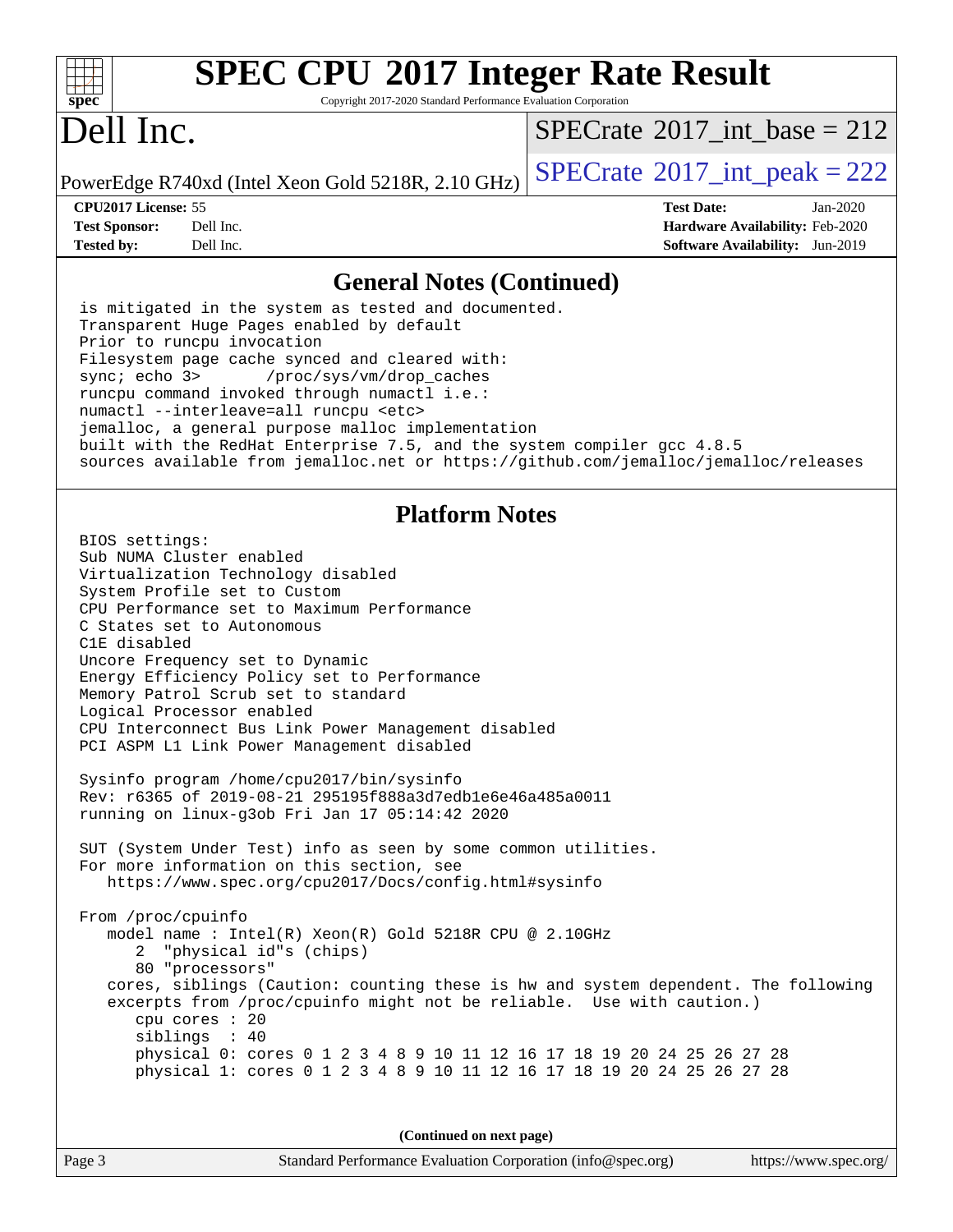## General Notes (Continued)

```
is mitigated in the system as tested and documented.
Transparent Huge Pages enabled by default
Prior to runcpu invocation
Filesystem page cache synced and cleared with:
sync; echo 3>       /proc/sys/vm/drop_caches
runcpu command invoked through numactl i.e.:
numactl --interleave=all runcpu <etc>
jemalloc, a general purpose malloc implementation
built with the RedHat Enterprise 7.5, and the system compiler gcc 4.8.5
sources available from jemalloc.net or https://github.com/jemalloc/jemalloc/releases
```

## Platform Notes

```
BIOS settings:
Sub NUMA Cluster enabled
Virtualization Technology disabled
System Profile set to Custom
CPU Performance set to Maximum Performance
C States set to Autonomous
C1E disabled
Uncore Frequency set to Dynamic
Energy Efficiency Policy set to Performance
Memory Patrol Scrub set to standard
Logical Processor enabled
CPU Interconnect Bus Link Power Management disabled
PCI ASPM L1 Link Power Management disabled

Sysinfo program /home/cpu2017/bin/sysinfo
Rev: r6365 of 2019-08-21 295195f888a3d7edb1e6e46a485a0011
running on linux-g3ob Fri Jan 17 05:14:42 2020

SUT (System Under Test) info as seen by some common utilities.
For more information on this section, see
   https://www.spec.org/cpu2017/Docs/config.html#sysinfo

From /proc/cpuinfo
   model name : Intel(R) Xeon(R) Gold 5218R CPU @ 2.10GHz
      2  "physical id"s (chips)
      80 "processors"
   cores, siblings (Caution: counting these is hw and system dependent. The following
   excerpts from /proc/cpuinfo might not be reliable.  Use with caution.)
      cpu cores : 20
      siblings  : 40
      physical 0: cores 0 1 2 3 4 8 9 10 11 12 16 17 18 19 20 24 25 26 27 28
      physical 1: cores 0 1 2 3 4 8 9 10 11 12 16 17 18 19 20 24 25 26 27 28
```

**(Continued on next page)**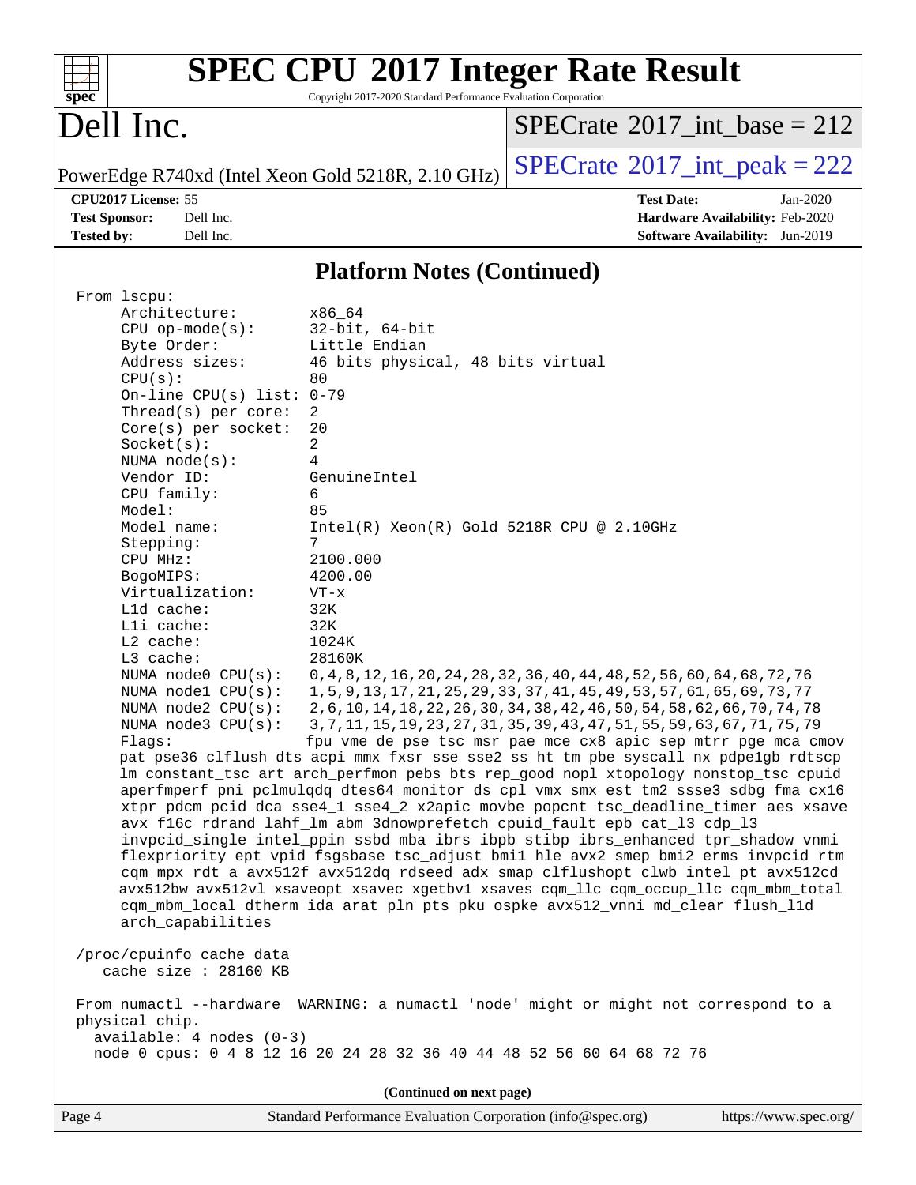# SPEC CPU 2017 Integer Rate Result

Copyright 2017-2020 Standard Performance Evaluation Corporation

# Dell Inc.

PowerEdge R740xd (Intel Xeon Gold 5218R, 2.10 GHz)

SPECrate 2017_int_base = 212

SPECrate 2017_int_peak = 222

**CPU2017 License:** 55
**Test Sponsor:** Dell Inc.
**Tested by:** Dell Inc.

**Test Date:** Jan-2020
**Hardware Availability:** Feb-2020
**Software Availability:** Jun-2019

## Platform Notes (Continued)

```
From lscpu:
     Architecture:          x86_64
     CPU op-mode(s):        32-bit, 64-bit
     Byte Order:            Little Endian
     Address sizes:         46 bits physical, 48 bits virtual
     CPU(s):                80
     On-line CPU(s) list: 0-79
     Thread(s) per core:  2
     Core(s) per socket:  20
     Socket(s):             2
     NUMA node(s):          4
     Vendor ID:             GenuineIntel
     CPU family:            6
     Model:                 85
     Model name:            Intel(R) Xeon(R) Gold 5218R CPU @ 2.10GHz
     Stepping:              7
     CPU MHz:               2100.000
     BogoMIPS:              4200.00
     Virtualization:        VT-x
     L1d cache:             32K
     L1i cache:             32K
     L2 cache:              1024K
     L3 cache:              28160K
     NUMA node0 CPU(s):     0,4,8,12,16,20,24,28,32,36,40,44,48,52,56,60,64,68,72,76
     NUMA node1 CPU(s):     1,5,9,13,17,21,25,29,33,37,41,45,49,53,57,61,65,69,73,77
     NUMA node2 CPU(s):     2,6,10,14,18,22,26,30,34,38,42,46,50,54,58,62,66,70,74,78
     NUMA node3 CPU(s):     3,7,11,15,19,23,27,31,35,39,43,47,51,55,59,63,67,71,75,79
     Flags:                 fpu vme de pse tsc msr pae mce cx8 apic sep mtrr pge mca cmov
     pat pse36 clflush dts acpi mmx fxsr sse sse2 ss ht tm pbe syscall nx pdpe1gb rdtscp
     lm constant_tsc art arch_perfmon pebs bts rep_good nopl xtopology nonstop_tsc cpuid
     aperfmperf pni pclmulqdq dtes64 monitor ds_cpl vmx smx est tm2 ssse3 sdbg fma cx16
     xtpr pdcm pcid dca sse4_1 sse4_2 x2apic movbe popcnt tsc_deadline_timer aes xsave
     avx f16c rdrand lahf_lm abm 3dnowprefetch cpuid_fault epb cat_l3 cdp_l3
     invpcid_single intel_ppin ssbd mba ibrs ibpb stibp ibrs_enhanced tpr_shadow vnmi
     flexpriority ept vpid fsgsbase tsc_adjust bmi1 hle avx2 smep bmi2 erms invpcid rtm
     cqm mpx rdt_a avx512f avx512dq rdseed adx smap clflushopt clwb intel_pt avx512cd
     avx512bw avx512vl xsaveopt xsavec xgetbv1 xsaves cqm_llc cqm_occup_llc cqm_mbm_total
     cqm_mbm_local dtherm ida arat pln pts pku ospke avx512_vnni md_clear flush_l1d
     arch_capabilities

 /proc/cpuinfo cache data
    cache size : 28160 KB

 From numactl --hardware  WARNING: a numactl 'node' might or might not correspond to a
 physical chip.
   available: 4 nodes (0-3)
   node 0 cpus: 0 4 8 12 16 20 24 28 32 36 40 44 48 52 56 60 64 68 72 76
```

(Continued on next page)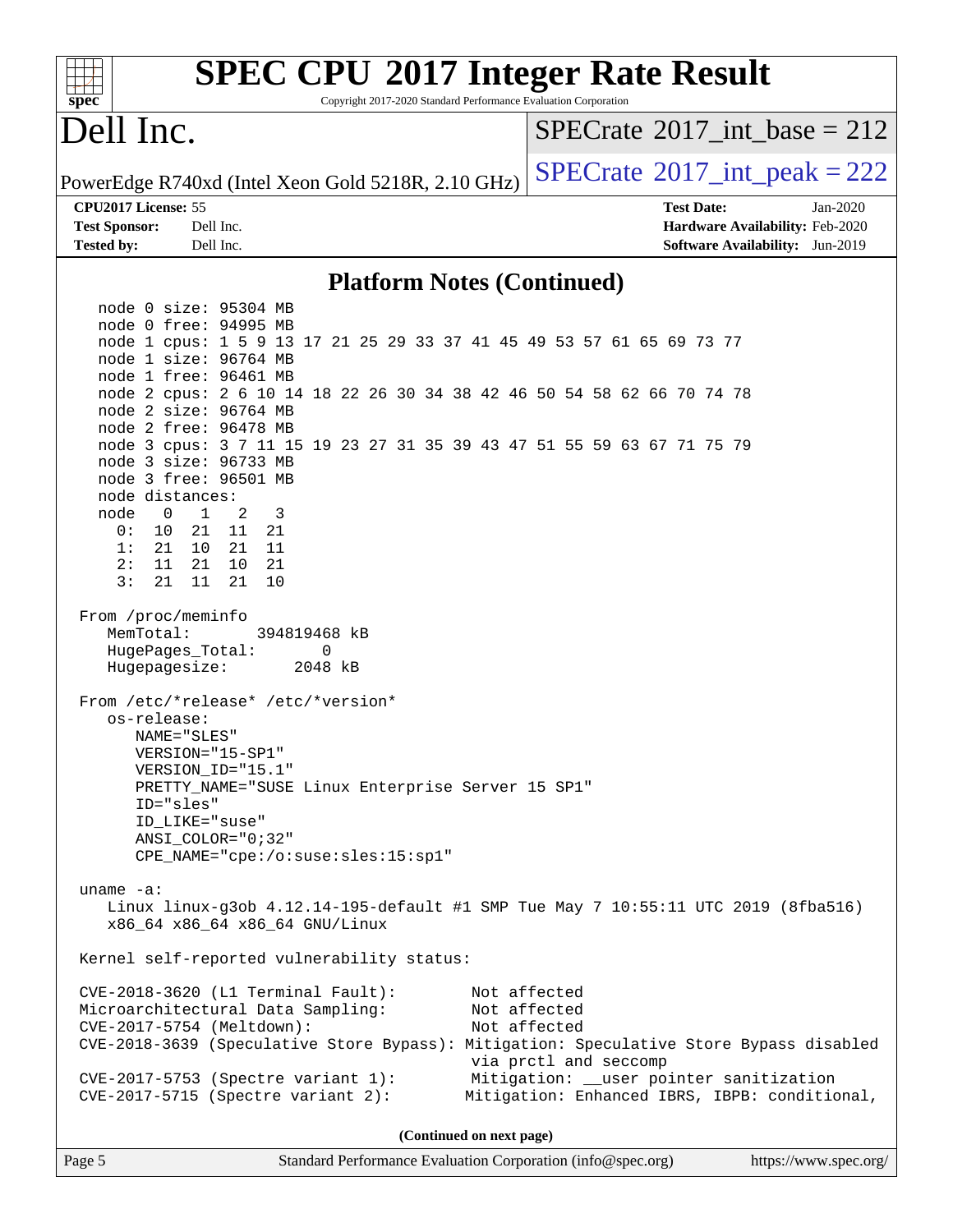# SPEC CPU 2017 Integer Rate Result

Copyright 2017-2020 Standard Performance Evaluation Corporation

## Dell Inc.

PowerEdge R740xd (Intel Xeon Gold 5218R, 2.10 GHz)

SPECrate 2017_int_base = 212

SPECrate 2017_int_peak = 222

**CPU2017 License:** 55
**Test Sponsor:** Dell Inc.
**Tested by:** Dell Inc.

**Test Date:** Jan-2020
**Hardware Availability:** Feb-2020
**Software Availability:** Jun-2019

### Platform Notes (Continued)

```
   node 0 size: 95304 MB
   node 0 free: 94995 MB
   node 1 cpus: 1 5 9 13 17 21 25 29 33 37 41 45 49 53 57 61 65 69 73 77
   node 1 size: 96764 MB
   node 1 free: 96461 MB
   node 2 cpus: 2 6 10 14 18 22 26 30 34 38 42 46 50 54 58 62 66 70 74 78
   node 2 size: 96764 MB
   node 2 free: 96478 MB
   node 3 cpus: 3 7 11 15 19 23 27 31 35 39 43 47 51 55 59 63 67 71 75 79
   node 3 size: 96733 MB
   node 3 free: 96501 MB
   node distances:
   node   0   1   2   3
     0:  10  21  11  21
     1:  21  10  21  11
     2:  11  21  10  21
     3:  21  11  21  10

 From /proc/meminfo
    MemTotal:       394819468 kB
    HugePages_Total:       0
    Hugepagesize:       2048 kB

 From /etc/*release* /etc/*version*
    os-release:
       NAME="SLES"
       VERSION="15-SP1"
       VERSION_ID="15.1"
       PRETTY_NAME="SUSE Linux Enterprise Server 15 SP1"
       ID="sles"
       ID_LIKE="suse"
       ANSI_COLOR="0;32"
       CPE_NAME="cpe:/o:suse:sles:15:sp1"

 uname -a:
    Linux linux-g3ob 4.12.14-195-default #1 SMP Tue May 7 10:55:11 UTC 2019 (8fba516)
    x86_64 x86_64 x86_64 GNU/Linux

 Kernel self-reported vulnerability status:

 CVE-2018-3620 (L1 Terminal Fault):         Not affected
 Microarchitectural Data Sampling:          Not affected
 CVE-2017-5754 (Meltdown):                  Not affected
 CVE-2018-3639 (Speculative Store Bypass): Mitigation: Speculative Store Bypass disabled
                                           via prctl and seccomp
 CVE-2017-5753 (Spectre variant 1):         Mitigation: __user pointer sanitization
 CVE-2017-5715 (Spectre variant 2):        Mitigation: Enhanced IBRS, IBPB: conditional,
```

(Continued on next page)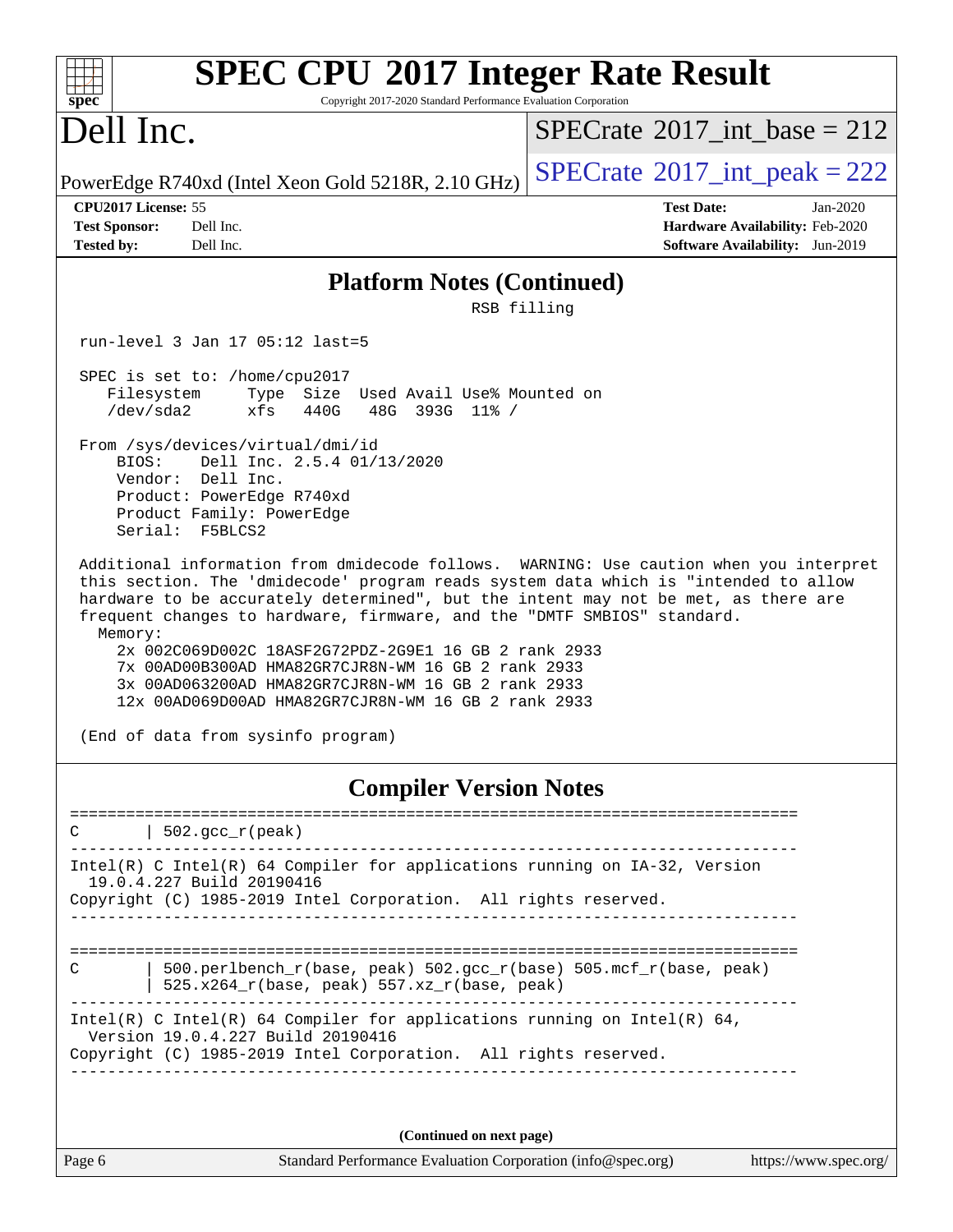## Platform Notes (Continued)

```
                                    RSB filling

 run-level 3 Jan 17 05:12 last=5

 SPEC is set to: /home/cpu2017
    Filesystem     Type  Size  Used Avail Use% Mounted on
    /dev/sda2      xfs   440G   48G  393G  11% /

 From /sys/devices/virtual/dmi/id
     BIOS:    Dell Inc. 2.5.4 01/13/2020
     Vendor:  Dell Inc.
     Product: PowerEdge R740xd
     Product Family: PowerEdge
     Serial:  F5BLCS2

 Additional information from dmidecode follows.  WARNING: Use caution when you interpret
 this section. The 'dmidecode' program reads system data which is "intended to allow
 hardware to be accurately determined", but the intent may not be met, as there are
 frequent changes to hardware, firmware, and the "DMTF SMBIOS" standard.
   Memory:
     2x 002C069D002C 18ASF2G72PDZ-2G9E1 16 GB 2 rank 2933
     7x 00AD00B300AD HMA82GR7CJR8N-WM 16 GB 2 rank 2933
     3x 00AD063200AD HMA82GR7CJR8N-WM 16 GB 2 rank 2933
     12x 00AD069D00AD HMA82GR7CJR8N-WM 16 GB 2 rank 2933

 (End of data from sysinfo program)
```

## Compiler Version Notes

```
==============================================================================
C       | 502.gcc_r(peak)
------------------------------------------------------------------------------
Intel(R) C Intel(R) 64 Compiler for applications running on IA-32, Version
  19.0.4.227 Build 20190416
Copyright (C) 1985-2019 Intel Corporation.  All rights reserved.
------------------------------------------------------------------------------

==============================================================================
C       | 500.perlbench_r(base, peak) 502.gcc_r(base) 505.mcf_r(base, peak)
        | 525.x264_r(base, peak) 557.xz_r(base, peak)
------------------------------------------------------------------------------
Intel(R) C Intel(R) 64 Compiler for applications running on Intel(R) 64,
  Version 19.0.4.227 Build 20190416
Copyright (C) 1985-2019 Intel Corporation.  All rights reserved.
------------------------------------------------------------------------------
```

(Continued on next page)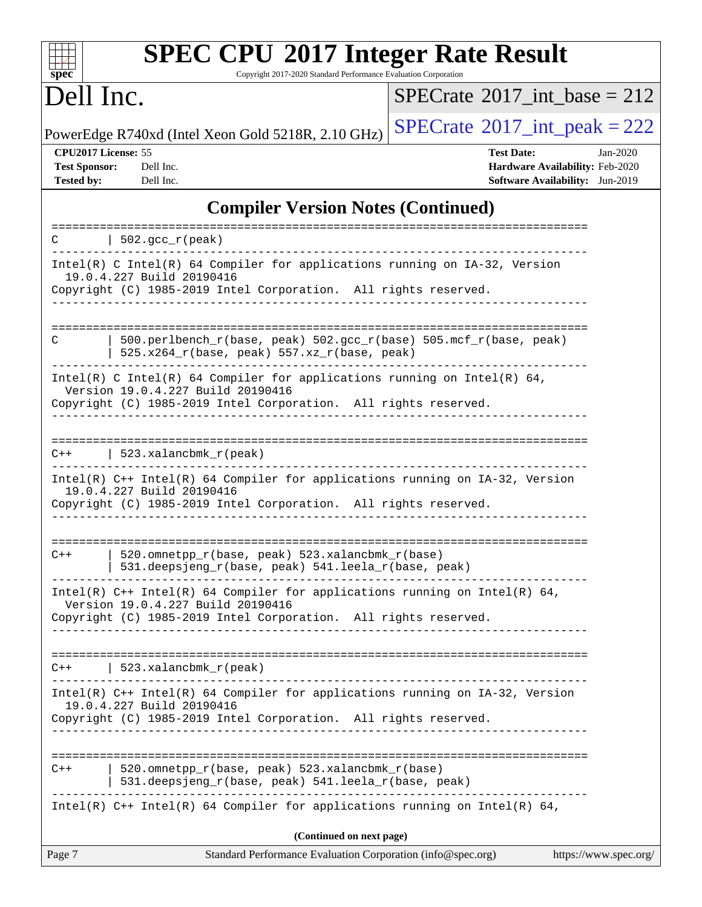# SPEC CPU 2017 Integer Rate Result

Copyright 2017-2020 Standard Performance Evaluation Corporation

## Dell Inc.

PowerEdge R740xd (Intel Xeon Gold 5218R, 2.10 GHz)

SPECrate 2017_int_base = 212

SPECrate 2017_int_peak = 222

**CPU2017 License:** 55
**Test Sponsor:** Dell Inc.
**Tested by:** Dell Inc.

**Test Date:** Jan-2020
**Hardware Availability:** Feb-2020
**Software Availability:** Jun-2019

## Compiler Version Notes (Continued)

```
==============================================================================
C       | 502.gcc_r(peak)
------------------------------------------------------------------------------
Intel(R) C Intel(R) 64 Compiler for applications running on IA-32, Version
  19.0.4.227 Build 20190416
Copyright (C) 1985-2019 Intel Corporation.  All rights reserved.
------------------------------------------------------------------------------

==============================================================================
C       | 500.perlbench_r(base, peak) 502.gcc_r(base) 505.mcf_r(base, peak)
        | 525.x264_r(base, peak) 557.xz_r(base, peak)
------------------------------------------------------------------------------
Intel(R) C Intel(R) 64 Compiler for applications running on Intel(R) 64,
  Version 19.0.4.227 Build 20190416
Copyright (C) 1985-2019 Intel Corporation.  All rights reserved.
------------------------------------------------------------------------------

==============================================================================
C++     | 523.xalancbmk_r(peak)
------------------------------------------------------------------------------
Intel(R) C++ Intel(R) 64 Compiler for applications running on IA-32, Version
  19.0.4.227 Build 20190416
Copyright (C) 1985-2019 Intel Corporation.  All rights reserved.
------------------------------------------------------------------------------

==============================================================================
C++     | 520.omnetpp_r(base, peak) 523.xalancbmk_r(base)
        | 531.deepsjeng_r(base, peak) 541.leela_r(base, peak)
------------------------------------------------------------------------------
Intel(R) C++ Intel(R) 64 Compiler for applications running on Intel(R) 64,
  Version 19.0.4.227 Build 20190416
Copyright (C) 1985-2019 Intel Corporation.  All rights reserved.
------------------------------------------------------------------------------

==============================================================================
C++     | 523.xalancbmk_r(peak)
------------------------------------------------------------------------------
Intel(R) C++ Intel(R) 64 Compiler for applications running on IA-32, Version
  19.0.4.227 Build 20190416
Copyright (C) 1985-2019 Intel Corporation.  All rights reserved.
------------------------------------------------------------------------------

==============================================================================
C++     | 520.omnetpp_r(base, peak) 523.xalancbmk_r(base)
        | 531.deepsjeng_r(base, peak) 541.leela_r(base, peak)
------------------------------------------------------------------------------
Intel(R) C++ Intel(R) 64 Compiler for applications running on Intel(R) 64,
```

**(Continued on next page)**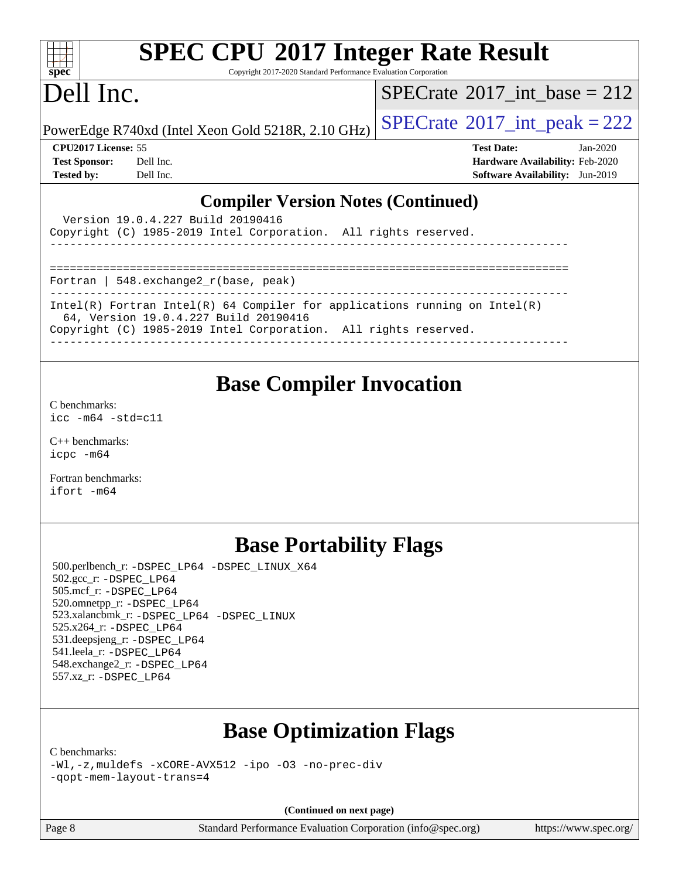## Compiler Version Notes (Continued)

```
  Version 19.0.4.227 Build 20190416
Copyright (C) 1985-2019 Intel Corporation.  All rights reserved.
------------------------------------------------------------------------------

==============================================================================
Fortran | 548.exchange2_r(base, peak)
------------------------------------------------------------------------------
Intel(R) Fortran Intel(R) 64 Compiler for applications running on Intel(R)
  64, Version 19.0.4.227 Build 20190416
Copyright (C) 1985-2019 Intel Corporation.  All rights reserved.
------------------------------------------------------------------------------
```

## Base Compiler Invocation

C benchmarks:
`icc -m64 -std=c11`

C++ benchmarks:
`icpc -m64`

Fortran benchmarks:
`ifort -m64`

## Base Portability Flags

500.perlbench_r: -DSPEC_LP64 -DSPEC_LINUX_X64
502.gcc_r: -DSPEC_LP64
505.mcf_r: -DSPEC_LP64
520.omnetpp_r: -DSPEC_LP64
523.xalancbmk_r: -DSPEC_LP64 -DSPEC_LINUX
525.x264_r: -DSPEC_LP64
531.deepsjeng_r: -DSPEC_LP64
541.leela_r: -DSPEC_LP64
548.exchange2_r: -DSPEC_LP64
557.xz_r: -DSPEC_LP64

## Base Optimization Flags

C benchmarks:
`-Wl,-z,muldefs -xCORE-AVX512 -ipo -O3 -no-prec-div -qopt-mem-layout-trans=4`

**(Continued on next page)**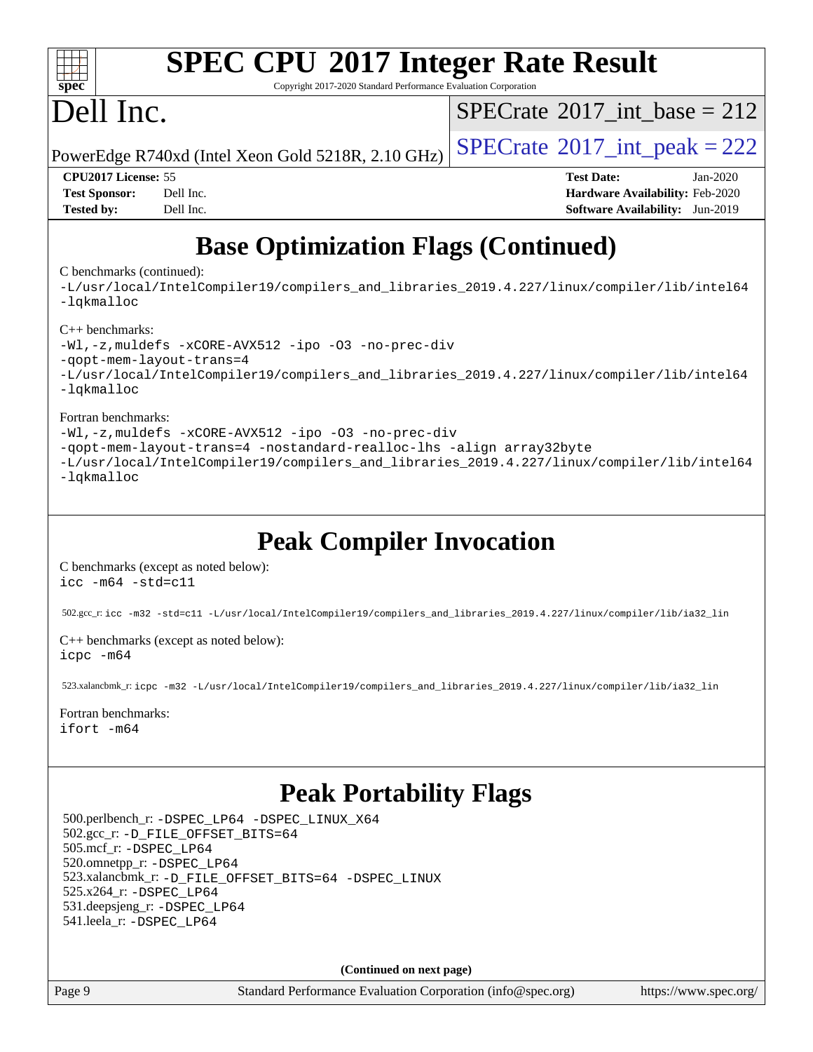# SPEC CPU 2017 Integer Rate Result

Copyright 2017-2020 Standard Performance Evaluation Corporation

# Dell Inc.

PowerEdge R740xd (Intel Xeon Gold 5218R, 2.10 GHz)

SPECrate 2017_int_base = 212

SPECrate 2017_int_peak = 222

**CPU2017 License:** 55
**Test Sponsor:** Dell Inc.
**Tested by:** Dell Inc.

**Test Date:** Jan-2020
**Hardware Availability:** Feb-2020
**Software Availability:** Jun-2019

## Base Optimization Flags (Continued)

C benchmarks (continued):

```
-L/usr/local/IntelCompiler19/compilers_and_libraries_2019.4.227/linux/compiler/lib/intel64
-lqkmalloc
```

C++ benchmarks:

```
-Wl,-z,muldefs -xCORE-AVX512 -ipo -O3 -no-prec-div
-qopt-mem-layout-trans=4
-L/usr/local/IntelCompiler19/compilers_and_libraries_2019.4.227/linux/compiler/lib/intel64
-lqkmalloc
```

Fortran benchmarks:

```
-Wl,-z,muldefs -xCORE-AVX512 -ipo -O3 -no-prec-div
-qopt-mem-layout-trans=4 -nostandard-realloc-lhs -align array32byte
-L/usr/local/IntelCompiler19/compilers_and_libraries_2019.4.227/linux/compiler/lib/intel64
-lqkmalloc
```

## Peak Compiler Invocation

C benchmarks (except as noted below):

```
icc -m64 -std=c11
```

502.gcc_r: `icc -m32 -std=c11 -L/usr/local/IntelCompiler19/compilers_and_libraries_2019.4.227/linux/compiler/lib/ia32_lin`

C++ benchmarks (except as noted below):

```
icpc -m64
```

523.xalancbmk_r: `icpc -m32 -L/usr/local/IntelCompiler19/compilers_and_libraries_2019.4.227/linux/compiler/lib/ia32_lin`

Fortran benchmarks:

```
ifort -m64
```

## Peak Portability Flags

500.perlbench_r: -DSPEC_LP64 -DSPEC_LINUX_X64
502.gcc_r: -D_FILE_OFFSET_BITS=64
505.mcf_r: -DSPEC_LP64
520.omnetpp_r: -DSPEC_LP64
523.xalancbmk_r: -D_FILE_OFFSET_BITS=64 -DSPEC_LINUX
525.x264_r: -DSPEC_LP64
531.deepsjeng_r: -DSPEC_LP64
541.leela_r: -DSPEC_LP64

**(Continued on next page)**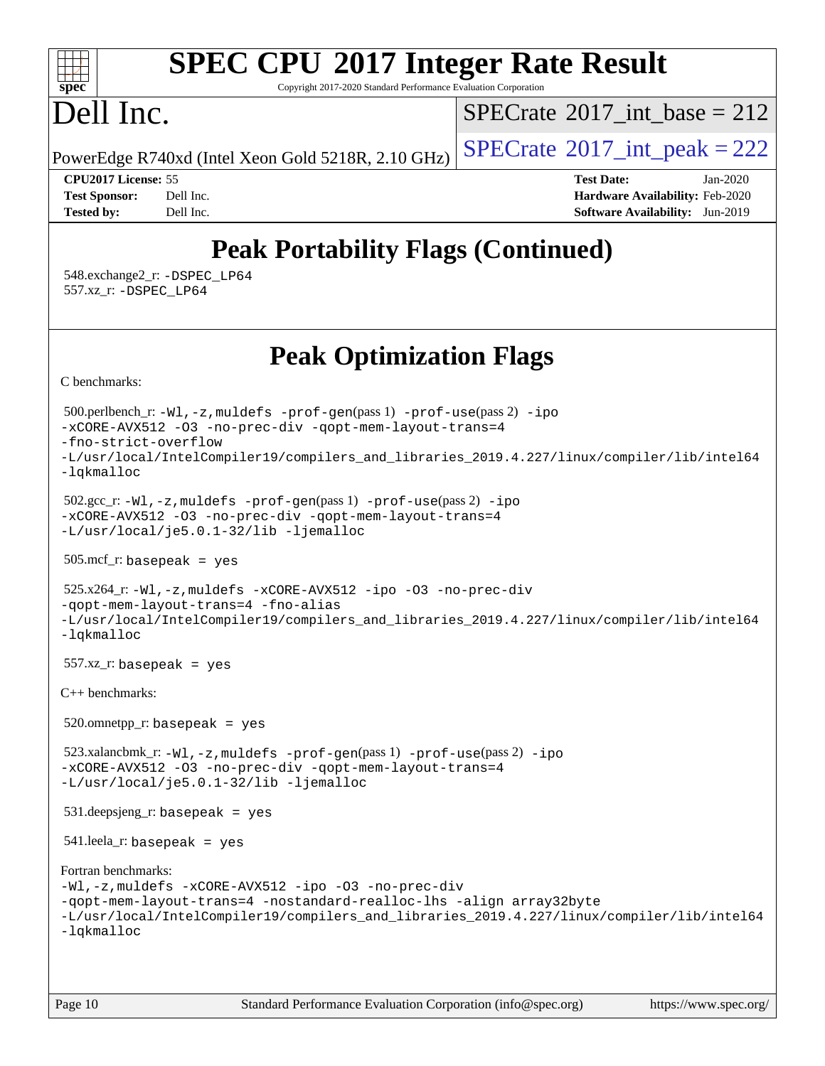# SPEC CPU 2017 Integer Rate Result

Copyright 2017-2020 Standard Performance Evaluation Corporation

# Dell Inc.

PowerEdge R740xd (Intel Xeon Gold 5218R, 2.10 GHz)

SPECrate 2017_int_base = 212

SPECrate 2017_int_peak = 222

**CPU2017 License:** 55
**Test Sponsor:** Dell Inc.
**Tested by:** Dell Inc.

**Test Date:** Jan-2020
**Hardware Availability:** Feb-2020
**Software Availability:** Jun-2019

## Peak Portability Flags (Continued)

548.exchange2_r: -DSPEC_LP64
557.xz_r: -DSPEC_LP64

## Peak Optimization Flags

C benchmarks:

500.perlbench_r: -Wl,-z,muldefs -prof-gen(pass 1) -prof-use(pass 2) -ipo
-xCORE-AVX512 -O3 -no-prec-div -qopt-mem-layout-trans=4
-fno-strict-overflow
-L/usr/local/IntelCompiler19/compilers_and_libraries_2019.4.227/linux/compiler/lib/intel64
-lqkmalloc

502.gcc_r: -Wl,-z,muldefs -prof-gen(pass 1) -prof-use(pass 2) -ipo
-xCORE-AVX512 -O3 -no-prec-div -qopt-mem-layout-trans=4
-L/usr/local/je5.0.1-32/lib -ljemalloc

505.mcf_r: basepeak = yes

525.x264_r: -Wl,-z,muldefs -xCORE-AVX512 -ipo -O3 -no-prec-div
-qopt-mem-layout-trans=4 -fno-alias
-L/usr/local/IntelCompiler19/compilers_and_libraries_2019.4.227/linux/compiler/lib/intel64
-lqkmalloc

557.xz_r: basepeak = yes

C++ benchmarks:

520.omnetpp_r: basepeak = yes

523.xalancbmk_r: -Wl,-z,muldefs -prof-gen(pass 1) -prof-use(pass 2) -ipo
-xCORE-AVX512 -O3 -no-prec-div -qopt-mem-layout-trans=4
-L/usr/local/je5.0.1-32/lib -ljemalloc

531.deepsjeng_r: basepeak = yes

541.leela_r: basepeak = yes

Fortran benchmarks:
-Wl,-z,muldefs -xCORE-AVX512 -ipo -O3 -no-prec-div
-qopt-mem-layout-trans=4 -nostandard-realloc-lhs -align array32byte
-L/usr/local/IntelCompiler19/compilers_and_libraries_2019.4.227/linux/compiler/lib/intel64
-lqkmalloc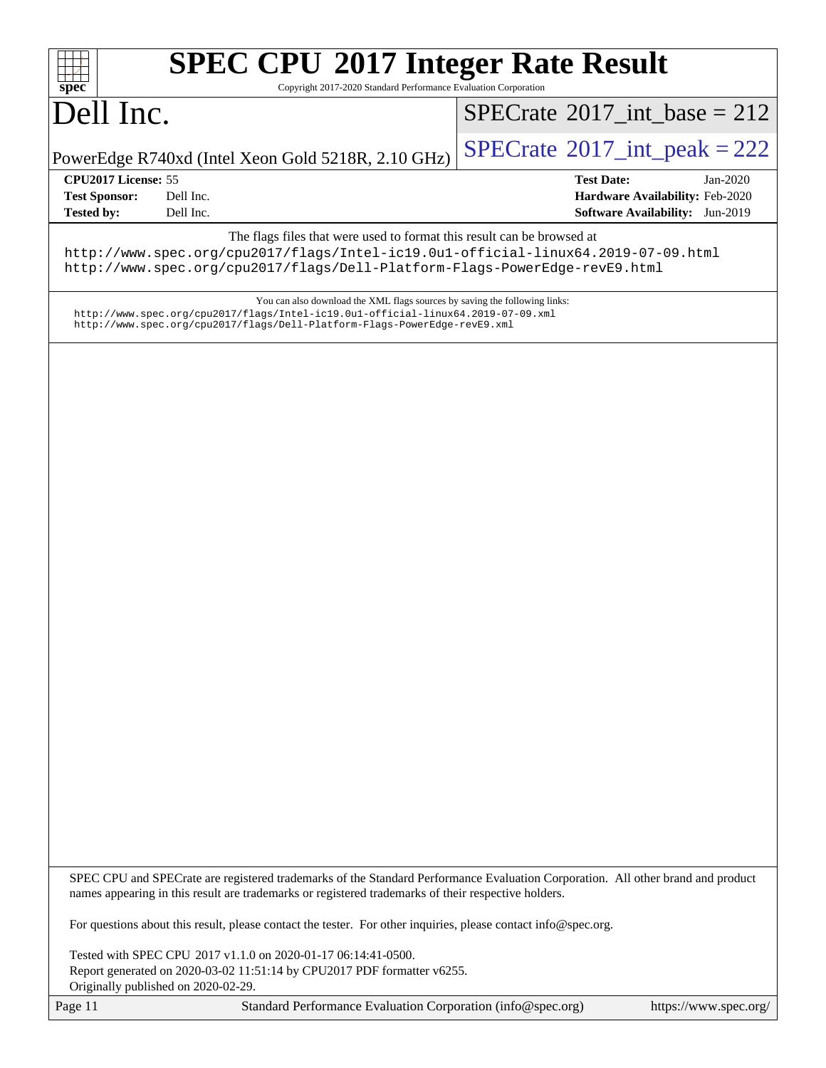The flags files that were used to format this result can be browsed at

http://www.spec.org/cpu2017/flags/Intel-ic19.0u1-official-linux64.2019-07-09.html
http://www.spec.org/cpu2017/flags/Dell-Platform-Flags-PowerEdge-revE9.html

You can also download the XML flags sources by saving the following links:

http://www.spec.org/cpu2017/flags/Intel-ic19.0u1-official-linux64.2019-07-09.xml
http://www.spec.org/cpu2017/flags/Dell-Platform-Flags-PowerEdge-revE9.xml

SPEC CPU and SPECrate are registered trademarks of the Standard Performance Evaluation Corporation. All other brand and product names appearing in this result are trademarks or registered trademarks of their respective holders.

For questions about this result, please contact the tester. For other inquiries, please contact info@spec.org.

Tested with SPEC CPU 2017 v1.1.0 on 2020-01-17 06:14:41-0500.
Report generated on 2020-03-02 11:51:14 by CPU2017 PDF formatter v6255.
Originally published on 2020-02-29.